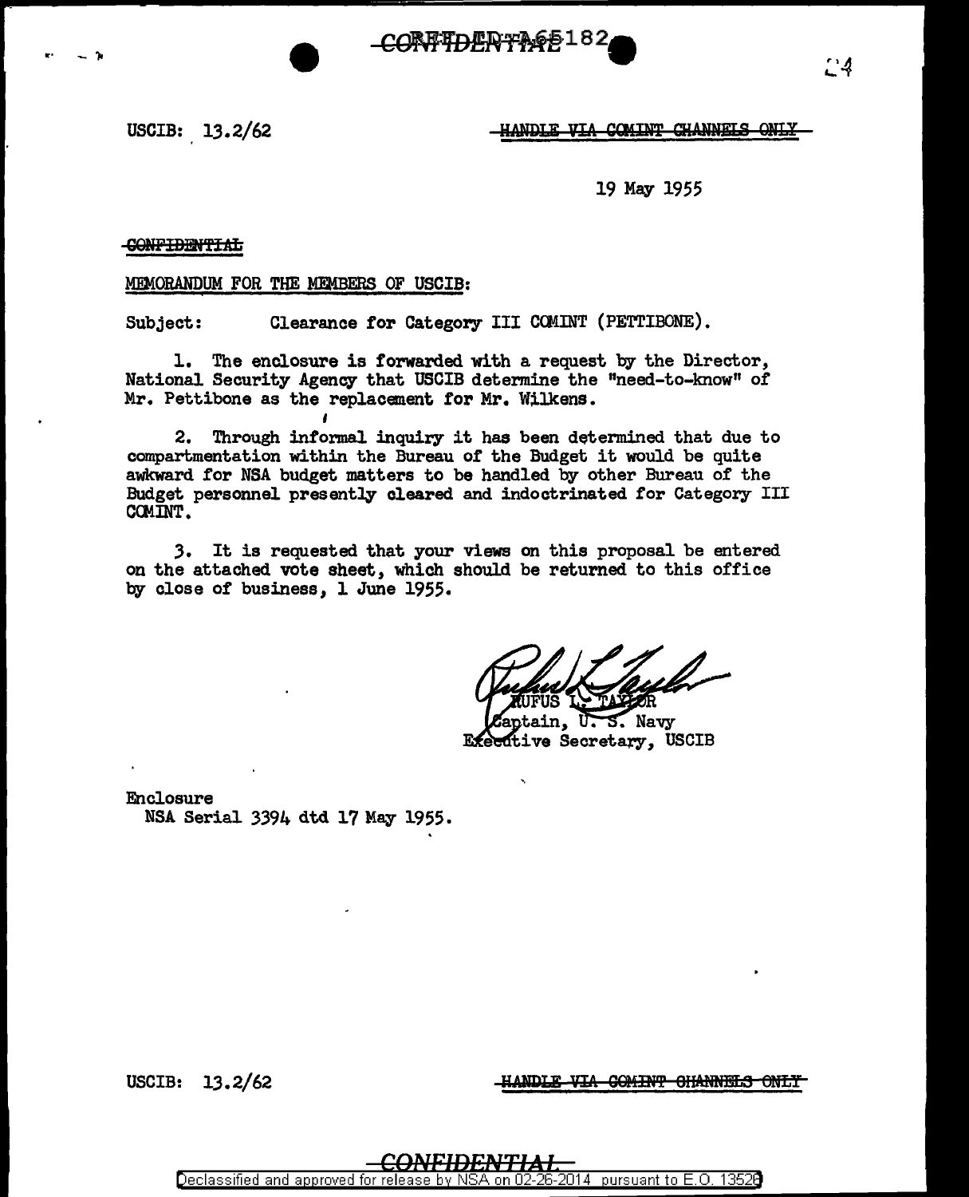USCIB: 13.2/62

~~HANDLE VIA COMINT CHANNELS ONLY~~

19 May 1955

~~CONFIDENTIAL~~

MEMORANDUM FOR THE MEMBERS OF USCIB:

Subject: Clearance for Category III COMINT (PETTIBONE).

1. The enclosure is forwarded with a request by the Director, National Security Agency that USCIB determine the "need-to-know" of Mr. Pettibone as the replacement for Mr. Wilkens.

2. Through informal inquiry it has been determined that due to compartmentation within the Bureau of the Budget it would be quite awkward for NSA budget matters to be handled by other Bureau of the Budget personnel presently cleared and indoctrinated for Category III COMINT.

3. It is requested that your views on this proposal be entered on the attached vote sheet, which should be returned to this office by close of business, 1 June 1955.

RUFUS L. TAYLOR
Captain, U. S. Navy
Executive Secretary, USCIB

Enclosure
NSA Serial 3394 dtd 17 May 1955.

USCIB: 13.2/62

~~HANDLE VIA COMINT CHANNELS ONLY~~

~~CONFIDENTIAL~~

Declassified and approved for release by NSA on 02-26-2014 pursuant to E.O. 13526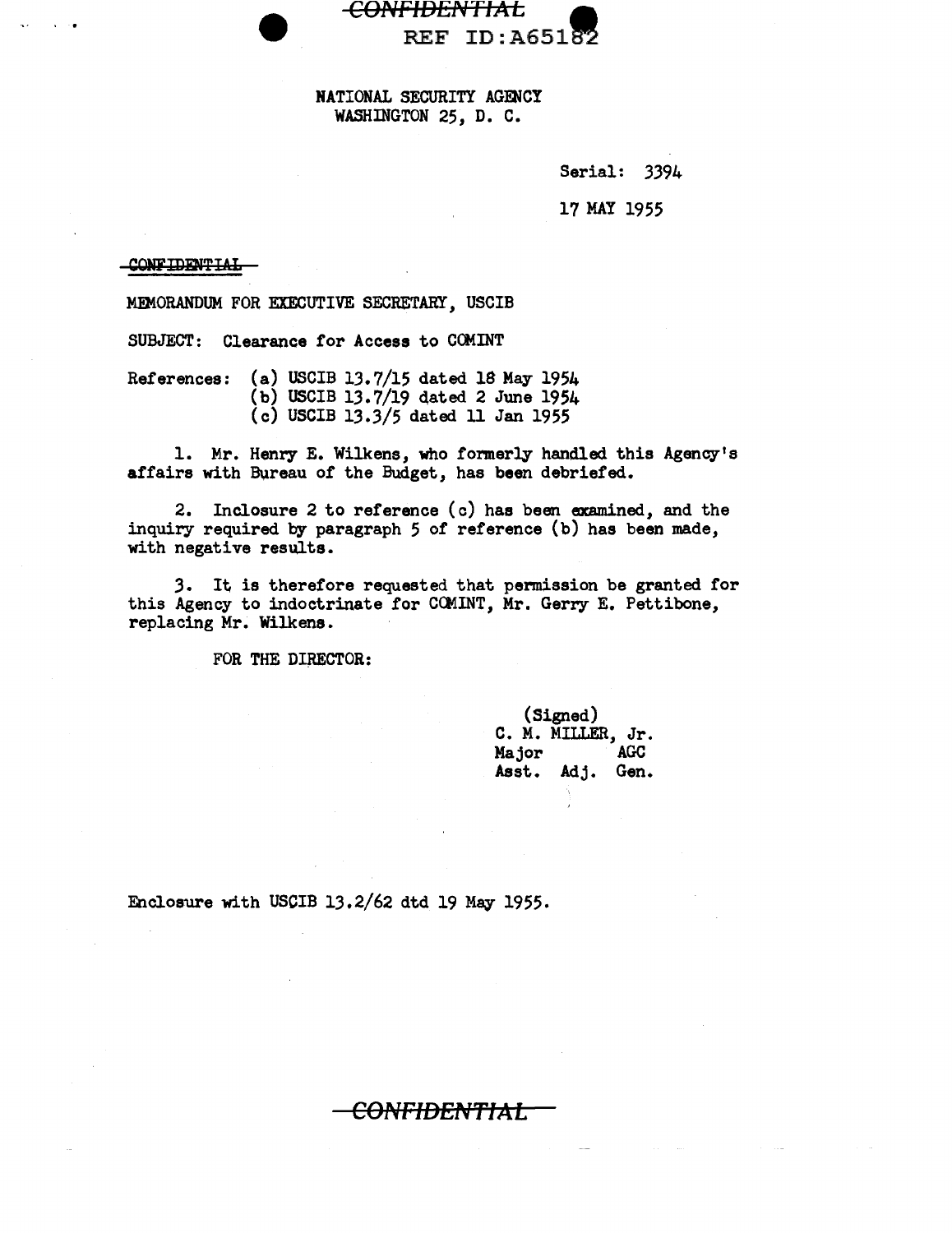~~CONFIDENTIAL~~

REF ID:A65182

NATIONAL SECURITY AGENCY
WASHINGTON 25, D. C.

Serial: 3394

17 MAY 1955

~~CONFIDENTIAL~~

MEMORANDUM FOR EXECUTIVE SECRETARY, USCIB

SUBJECT: Clearance for Access to COMINT

References: (a) USCIB 13.7/15 dated 18 May 1954
(b) USCIB 13.7/19 dated 2 June 1954
(c) USCIB 13.3/5 dated 11 Jan 1955

1. Mr. Henry E. Wilkens, who formerly handled this Agency's affairs with Bureau of the Budget, has been debriefed.

2. Inclosure 2 to reference (c) has been examined, and the inquiry required by paragraph 5 of reference (b) has been made, with negative results.

3. It is therefore requested that permission be granted for this Agency to indoctrinate for COMINT, Mr. Gerry E. Pettibone, replacing Mr. Wilkens.

FOR THE DIRECTOR:

(Signed)
C. M. MILLER, Jr.
Major AGC
Asst. Adj. Gen.

Enclosure with USCIB 13.2/62 dtd 19 May 1955.

~~CONFIDENTIAL~~